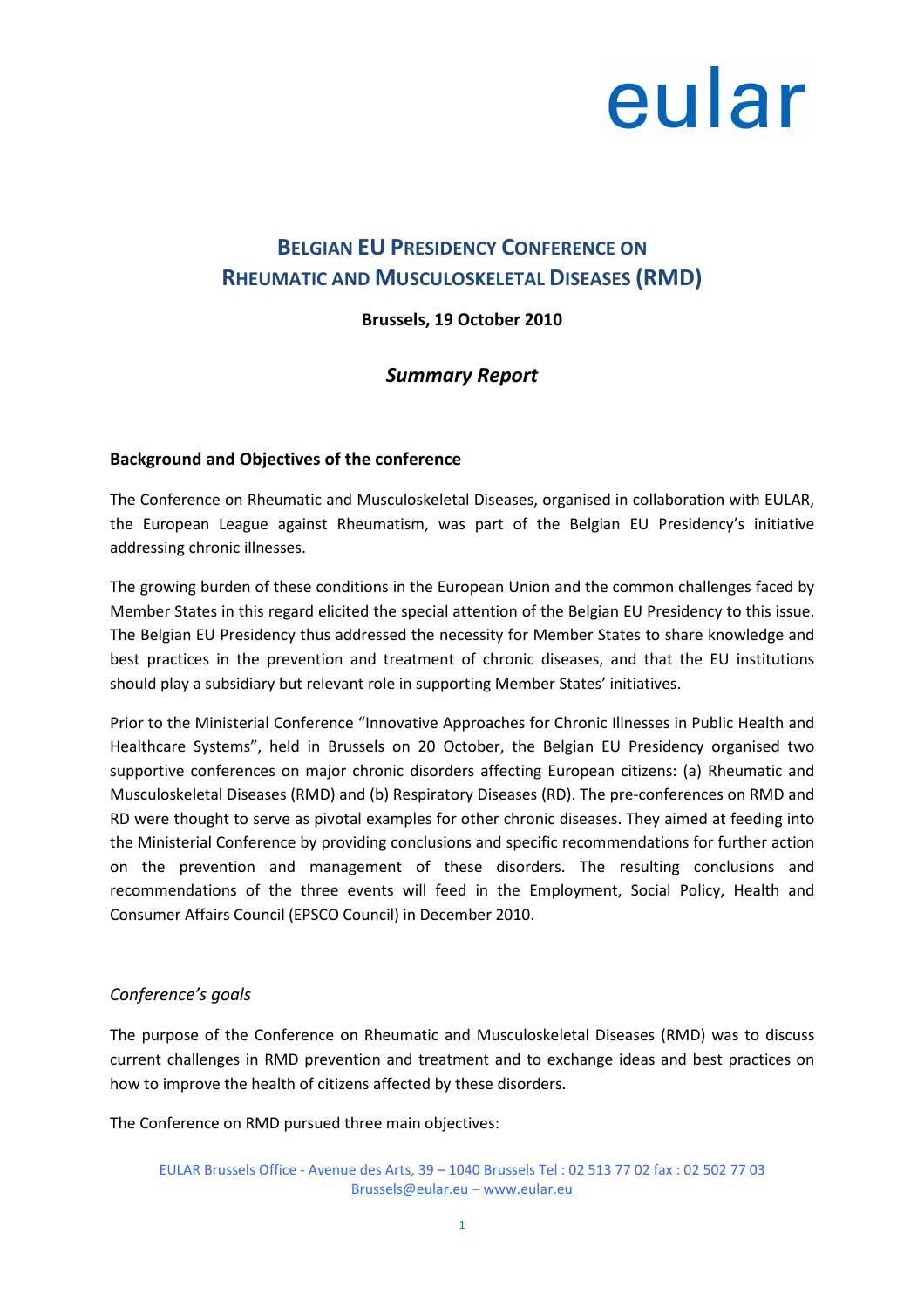eular

# Belgian EU Presidency Conference on Rheumatic and Musculoskeletal Diseases (RMD)

**Brussels, 19 October 2010**

***Summary Report***

## Background and Objectives of the conference

The Conference on Rheumatic and Musculoskeletal Diseases, organised in collaboration with EULAR, the European League against Rheumatism, was part of the Belgian EU Presidency's initiative addressing chronic illnesses.

The growing burden of these conditions in the European Union and the common challenges faced by Member States in this regard elicited the special attention of the Belgian EU Presidency to this issue. The Belgian EU Presidency thus addressed the necessity for Member States to share knowledge and best practices in the prevention and treatment of chronic diseases, and that the EU institutions should play a subsidiary but relevant role in supporting Member States' initiatives.

Prior to the Ministerial Conference "Innovative Approaches for Chronic Illnesses in Public Health and Healthcare Systems", held in Brussels on 20 October, the Belgian EU Presidency organised two supportive conferences on major chronic disorders affecting European citizens: (a) Rheumatic and Musculoskeletal Diseases (RMD) and (b) Respiratory Diseases (RD). The pre-conferences on RMD and RD were thought to serve as pivotal examples for other chronic diseases. They aimed at feeding into the Ministerial Conference by providing conclusions and specific recommendations for further action on the prevention and management of these disorders. The resulting conclusions and recommendations of the three events will feed in the Employment, Social Policy, Health and Consumer Affairs Council (EPSCO Council) in December 2010.

### *Conference's goals*

The purpose of the Conference on Rheumatic and Musculoskeletal Diseases (RMD) was to discuss current challenges in RMD prevention and treatment and to exchange ideas and best practices on how to improve the health of citizens affected by these disorders.

The Conference on RMD pursued three main objectives: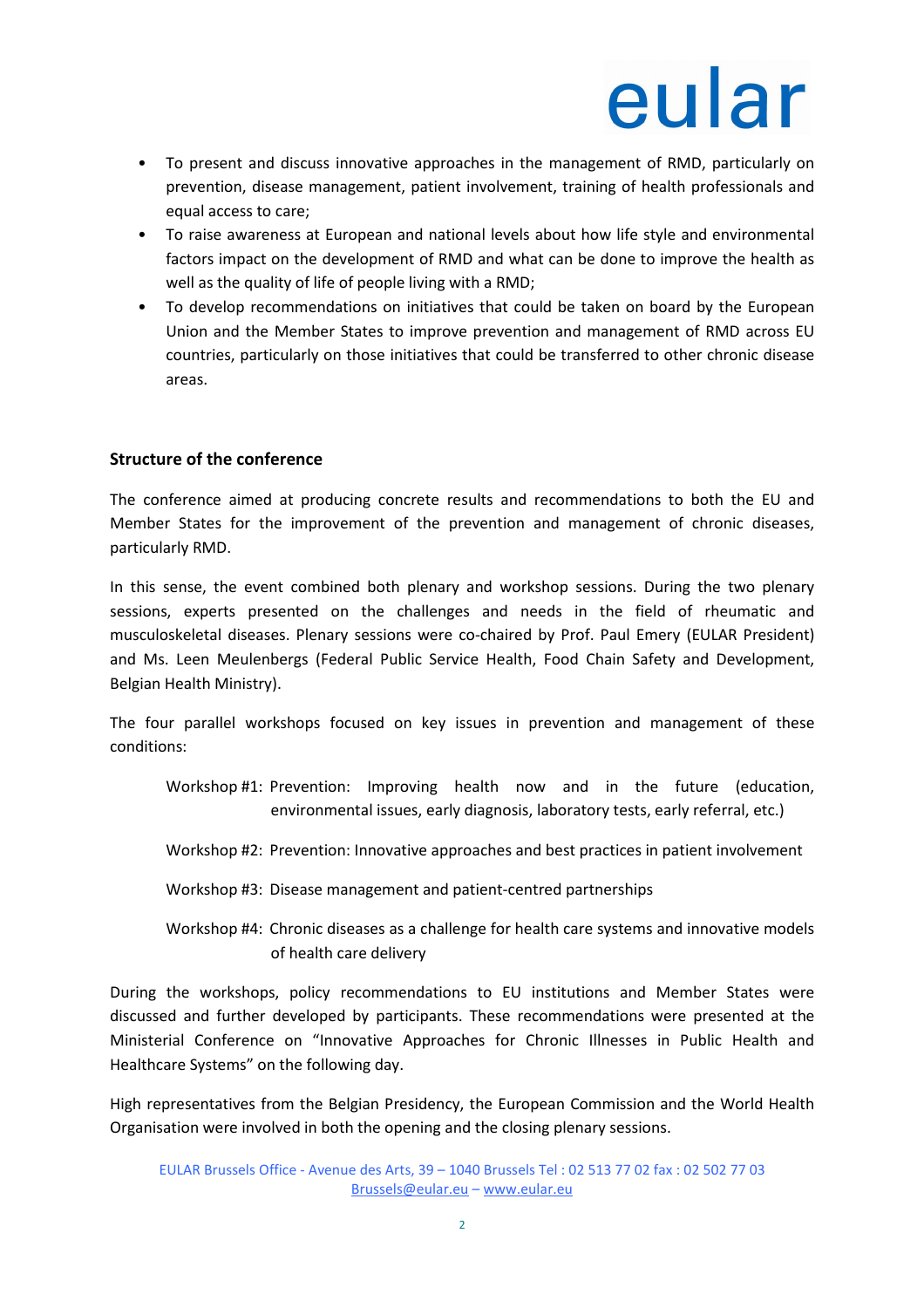- To present and discuss innovative approaches in the management of RMD, particularly on prevention, disease management, patient involvement, training of health professionals and equal access to care;
- To raise awareness at European and national levels about how life style and environmental factors impact on the development of RMD and what can be done to improve the health as well as the quality of life of people living with a RMD;
- To develop recommendations on initiatives that could be taken on board by the European Union and the Member States to improve prevention and management of RMD across EU countries, particularly on those initiatives that could be transferred to other chronic disease areas.

**Structure of the conference**

The conference aimed at producing concrete results and recommendations to both the EU and Member States for the improvement of the prevention and management of chronic diseases, particularly RMD.

In this sense, the event combined both plenary and workshop sessions. During the two plenary sessions, experts presented on the challenges and needs in the field of rheumatic and musculoskeletal diseases. Plenary sessions were co-chaired by Prof. Paul Emery (EULAR President) and Ms. Leen Meulenbergs (Federal Public Service Health, Food Chain Safety and Development, Belgian Health Ministry).

The four parallel workshops focused on key issues in prevention and management of these conditions:

Workshop #1: Prevention: Improving health now and in the future (education, environmental issues, early diagnosis, laboratory tests, early referral, etc.)

Workshop #2: Prevention: Innovative approaches and best practices in patient involvement

Workshop #3: Disease management and patient-centred partnerships

Workshop #4: Chronic diseases as a challenge for health care systems and innovative models of health care delivery

During the workshops, policy recommendations to EU institutions and Member States were discussed and further developed by participants. These recommendations were presented at the Ministerial Conference on "Innovative Approaches for Chronic Illnesses in Public Health and Healthcare Systems" on the following day.

High representatives from the Belgian Presidency, the European Commission and the World Health Organisation were involved in both the opening and the closing plenary sessions.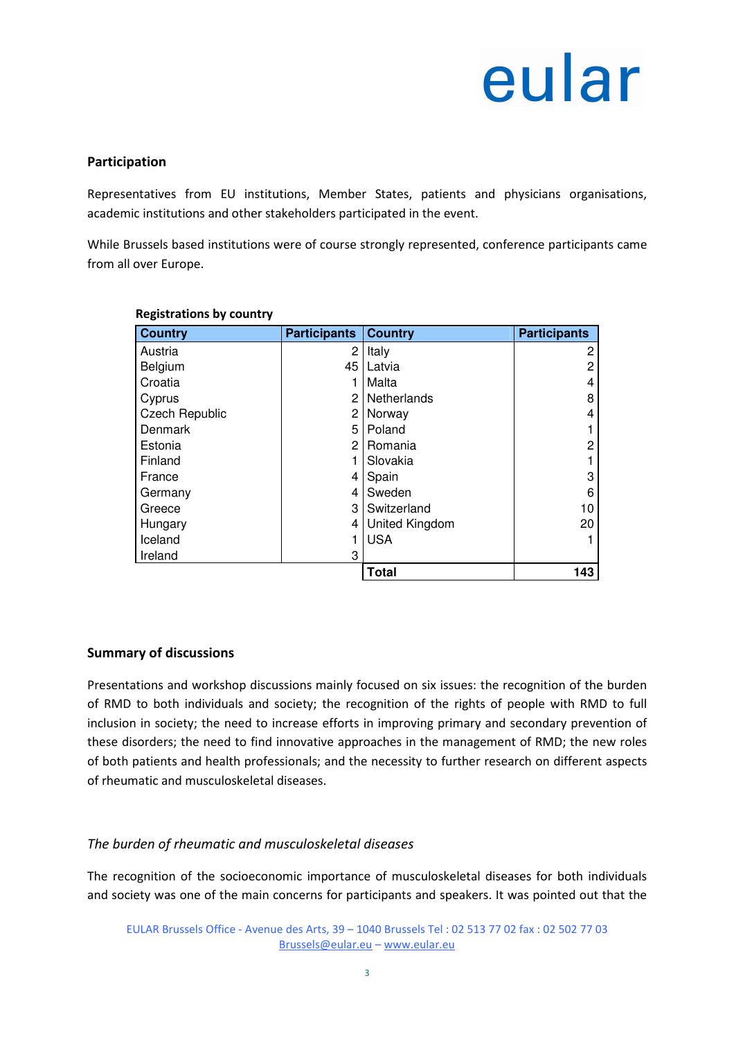## Participation

Representatives from EU institutions, Member States, patients and physicians organisations, academic institutions and other stakeholders participated in the event.

While Brussels based institutions were of course strongly represented, conference participants came from all over Europe.

**Registrations by country**

| Country | Participants | Country | Participants |
|---|---|---|---|
| Austria | 2 | Italy | 2 |
| Belgium | 45 | Latvia | 2 |
| Croatia | 1 | Malta | 4 |
| Cyprus | 2 | Netherlands | 8 |
| Czech Republic | 2 | Norway | 4 |
| Denmark | 5 | Poland | 1 |
| Estonia | 2 | Romania | 2 |
| Finland | 1 | Slovakia | 1 |
| France | 4 | Spain | 3 |
| Germany | 4 | Sweden | 6 |
| Greece | 3 | Switzerland | 10 |
| Hungary | 4 | United Kingdom | 20 |
| Iceland | 1 | USA | 1 |
| Ireland | 3 | | |
| | | **Total** | **143** |

## Summary of discussions

Presentations and workshop discussions mainly focused on six issues: the recognition of the burden of RMD to both individuals and society; the recognition of the rights of people with RMD to full inclusion in society; the need to increase efforts in improving primary and secondary prevention of these disorders; the need to find innovative approaches in the management of RMD; the new roles of both patients and health professionals; and the necessity to further research on different aspects of rheumatic and musculoskeletal diseases.

### *The burden of rheumatic and musculoskeletal diseases*

The recognition of the socioeconomic importance of musculoskeletal diseases for both individuals and society was one of the main concerns for participants and speakers. It was pointed out that the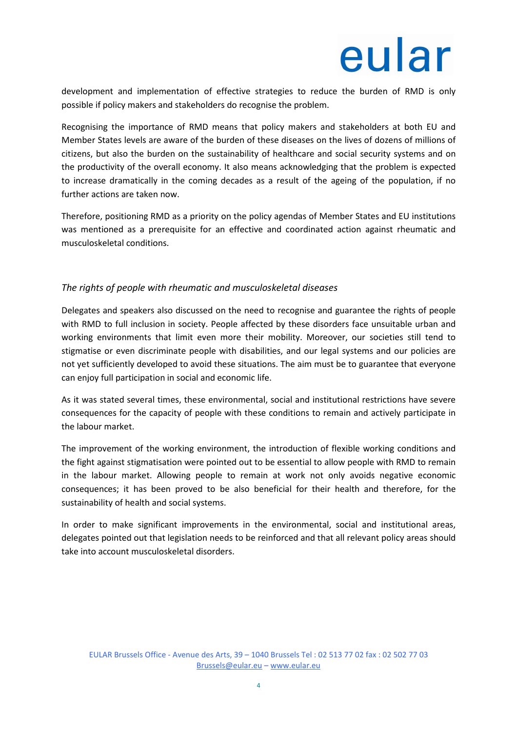development and implementation of effective strategies to reduce the burden of RMD is only possible if policy makers and stakeholders do recognise the problem.

Recognising the importance of RMD means that policy makers and stakeholders at both EU and Member States levels are aware of the burden of these diseases on the lives of dozens of millions of citizens, but also the burden on the sustainability of healthcare and social security systems and on the productivity of the overall economy. It also means acknowledging that the problem is expected to increase dramatically in the coming decades as a result of the ageing of the population, if no further actions are taken now.

Therefore, positioning RMD as a priority on the policy agendas of Member States and EU institutions was mentioned as a prerequisite for an effective and coordinated action against rheumatic and musculoskeletal conditions.

*The rights of people with rheumatic and musculoskeletal diseases*

Delegates and speakers also discussed on the need to recognise and guarantee the rights of people with RMD to full inclusion in society. People affected by these disorders face unsuitable urban and working environments that limit even more their mobility. Moreover, our societies still tend to stigmatise or even discriminate people with disabilities, and our legal systems and our policies are not yet sufficiently developed to avoid these situations. The aim must be to guarantee that everyone can enjoy full participation in social and economic life.

As it was stated several times, these environmental, social and institutional restrictions have severe consequences for the capacity of people with these conditions to remain and actively participate in the labour market.

The improvement of the working environment, the introduction of flexible working conditions and the fight against stigmatisation were pointed out to be essential to allow people with RMD to remain in the labour market. Allowing people to remain at work not only avoids negative economic consequences; it has been proved to be also beneficial for their health and therefore, for the sustainability of health and social systems.

In order to make significant improvements in the environmental, social and institutional areas, delegates pointed out that legislation needs to be reinforced and that all relevant policy areas should take into account musculoskeletal disorders.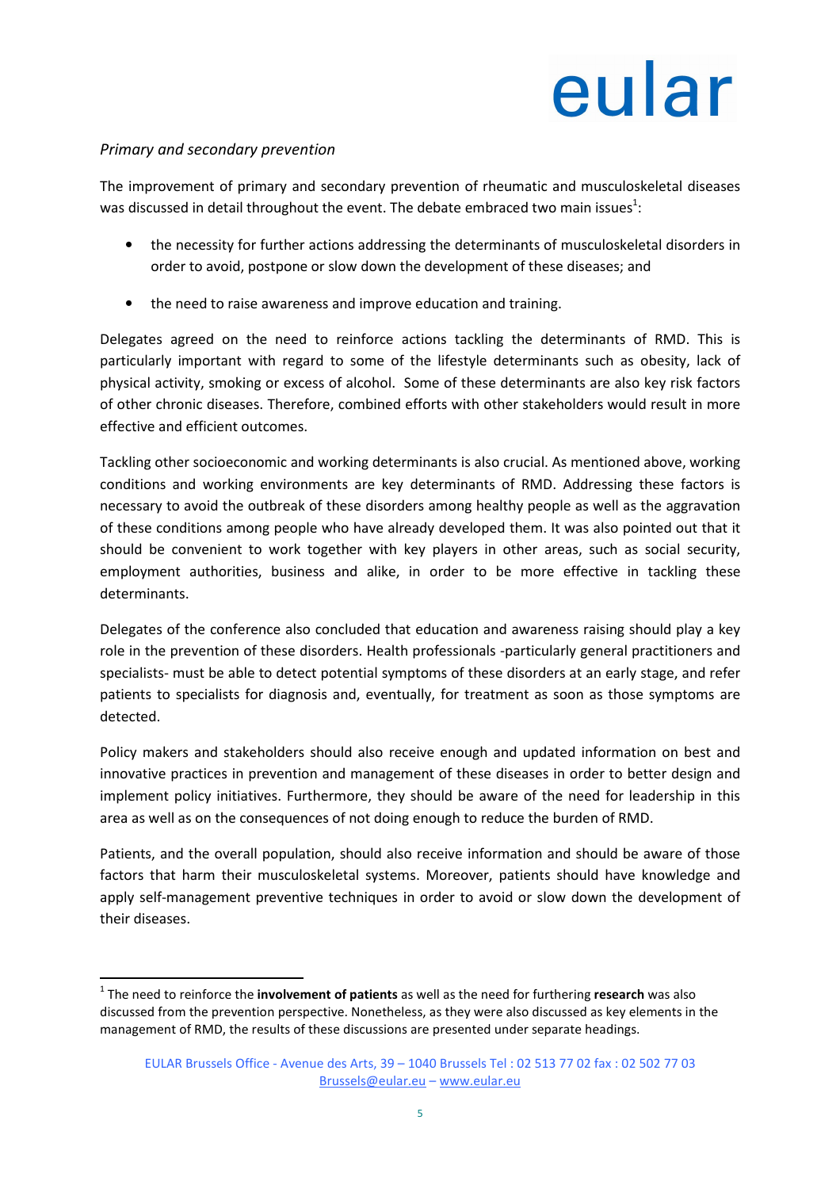*Primary and secondary prevention*

The improvement of primary and secondary prevention of rheumatic and musculoskeletal diseases was discussed in detail throughout the event. The debate embraced two main issues[1]:

- the necessity for further actions addressing the determinants of musculoskeletal disorders in order to avoid, postpone or slow down the development of these diseases; and
- the need to raise awareness and improve education and training.

Delegates agreed on the need to reinforce actions tackling the determinants of RMD. This is particularly important with regard to some of the lifestyle determinants such as obesity, lack of physical activity, smoking or excess of alcohol. Some of these determinants are also key risk factors of other chronic diseases. Therefore, combined efforts with other stakeholders would result in more effective and efficient outcomes.

Tackling other socioeconomic and working determinants is also crucial. As mentioned above, working conditions and working environments are key determinants of RMD. Addressing these factors is necessary to avoid the outbreak of these disorders among healthy people as well as the aggravation of these conditions among people who have already developed them. It was also pointed out that it should be convenient to work together with key players in other areas, such as social security, employment authorities, business and alike, in order to be more effective in tackling these determinants.

Delegates of the conference also concluded that education and awareness raising should play a key role in the prevention of these disorders. Health professionals -particularly general practitioners and specialists- must be able to detect potential symptoms of these disorders at an early stage, and refer patients to specialists for diagnosis and, eventually, for treatment as soon as those symptoms are detected.

Policy makers and stakeholders should also receive enough and updated information on best and innovative practices in prevention and management of these diseases in order to better design and implement policy initiatives. Furthermore, they should be aware of the need for leadership in this area as well as on the consequences of not doing enough to reduce the burden of RMD.

Patients, and the overall population, should also receive information and should be aware of those factors that harm their musculoskeletal systems. Moreover, patients should have knowledge and apply self-management preventive techniques in order to avoid or slow down the development of their diseases.

---

[1] The need to reinforce the **involvement of patients** as well as the need for furthering **research** was also discussed from the prevention perspective. Nonetheless, as they were also discussed as key elements in the management of RMD, the results of these discussions are presented under separate headings.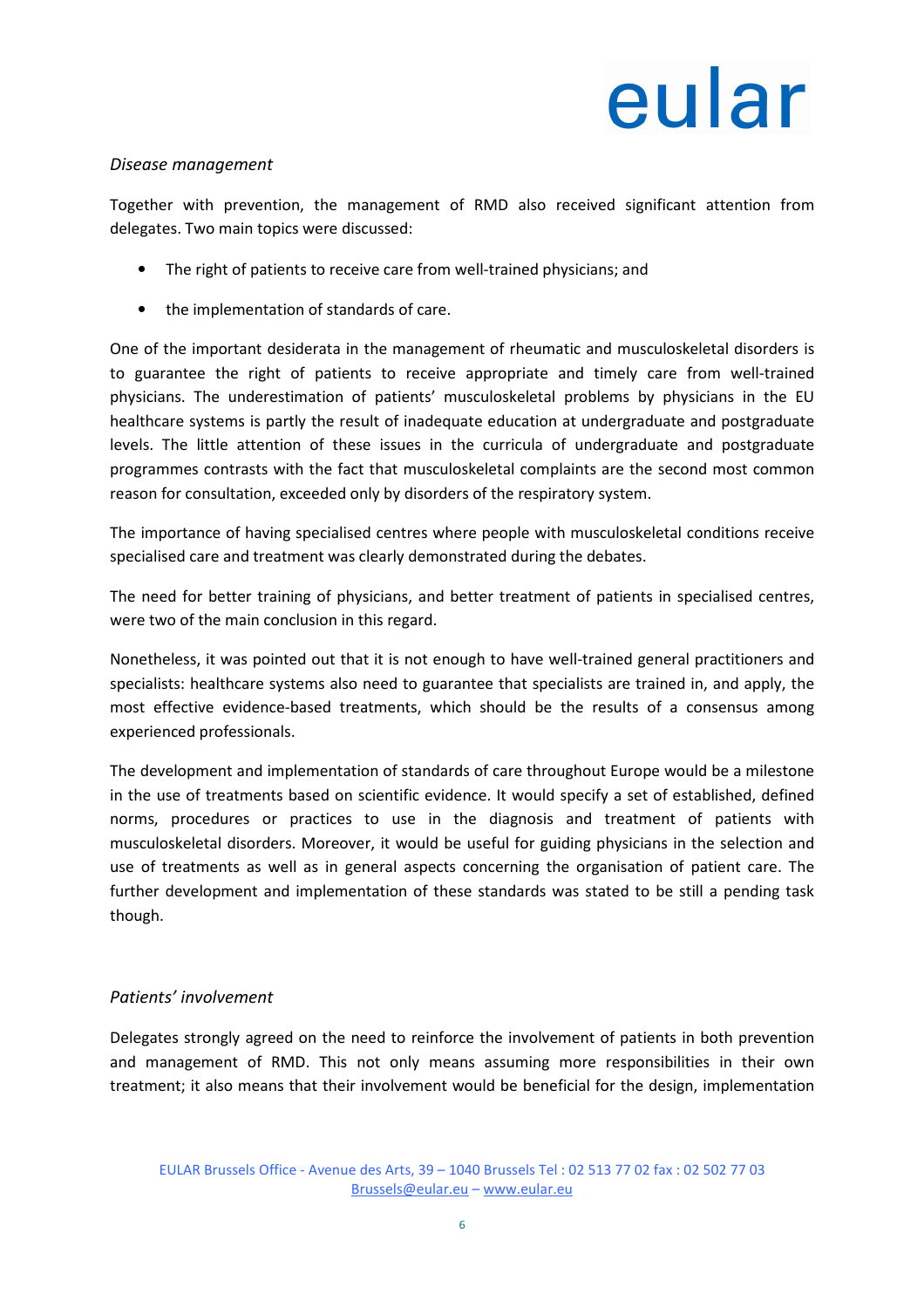*Disease management*

Together with prevention, the management of RMD also received significant attention from delegates. Two main topics were discussed:

- The right of patients to receive care from well-trained physicians; and
- the implementation of standards of care.

One of the important desiderata in the management of rheumatic and musculoskeletal disorders is to guarantee the right of patients to receive appropriate and timely care from well-trained physicians. The underestimation of patients' musculoskeletal problems by physicians in the EU healthcare systems is partly the result of inadequate education at undergraduate and postgraduate levels. The little attention of these issues in the curricula of undergraduate and postgraduate programmes contrasts with the fact that musculoskeletal complaints are the second most common reason for consultation, exceeded only by disorders of the respiratory system.

The importance of having specialised centres where people with musculoskeletal conditions receive specialised care and treatment was clearly demonstrated during the debates.

The need for better training of physicians, and better treatment of patients in specialised centres, were two of the main conclusion in this regard.

Nonetheless, it was pointed out that it is not enough to have well-trained general practitioners and specialists: healthcare systems also need to guarantee that specialists are trained in, and apply, the most effective evidence-based treatments, which should be the results of a consensus among experienced professionals.

The development and implementation of standards of care throughout Europe would be a milestone in the use of treatments based on scientific evidence. It would specify a set of established, defined norms, procedures or practices to use in the diagnosis and treatment of patients with musculoskeletal disorders. Moreover, it would be useful for guiding physicians in the selection and use of treatments as well as in general aspects concerning the organisation of patient care. The further development and implementation of these standards was stated to be still a pending task though.

*Patients' involvement*

Delegates strongly agreed on the need to reinforce the involvement of patients in both prevention and management of RMD. This not only means assuming more responsibilities in their own treatment; it also means that their involvement would be beneficial for the design, implementation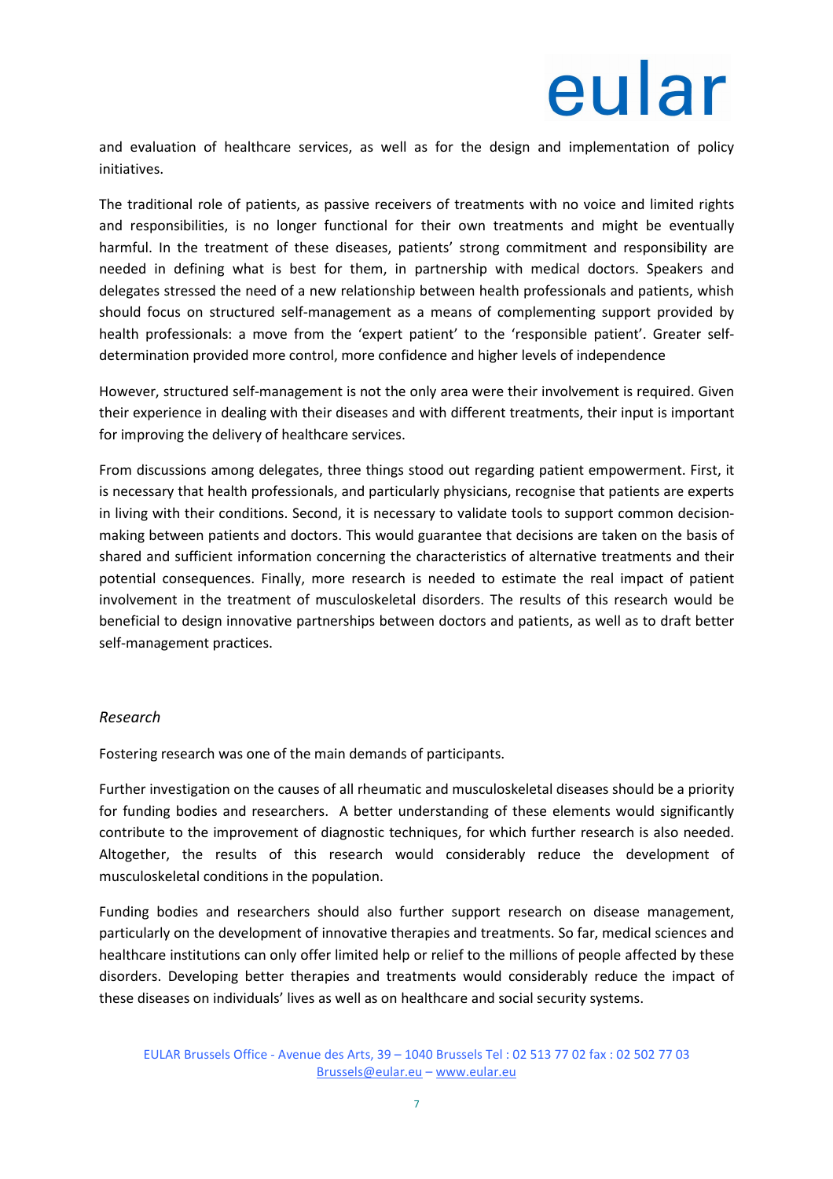and evaluation of healthcare services, as well as for the design and implementation of policy initiatives.

The traditional role of patients, as passive receivers of treatments with no voice and limited rights and responsibilities, is no longer functional for their own treatments and might be eventually harmful. In the treatment of these diseases, patients' strong commitment and responsibility are needed in defining what is best for them, in partnership with medical doctors. Speakers and delegates stressed the need of a new relationship between health professionals and patients, whish should focus on structured self-management as a means of complementing support provided by health professionals: a move from the 'expert patient' to the 'responsible patient'. Greater self-determination provided more control, more confidence and higher levels of independence

However, structured self-management is not the only area were their involvement is required. Given their experience in dealing with their diseases and with different treatments, their input is important for improving the delivery of healthcare services.

From discussions among delegates, three things stood out regarding patient empowerment. First, it is necessary that health professionals, and particularly physicians, recognise that patients are experts in living with their conditions. Second, it is necessary to validate tools to support common decision-making between patients and doctors. This would guarantee that decisions are taken on the basis of shared and sufficient information concerning the characteristics of alternative treatments and their potential consequences. Finally, more research is needed to estimate the real impact of patient involvement in the treatment of musculoskeletal disorders. The results of this research would be beneficial to design innovative partnerships between doctors and patients, as well as to draft better self-management practices.

*Research*

Fostering research was one of the main demands of participants.

Further investigation on the causes of all rheumatic and musculoskeletal diseases should be a priority for funding bodies and researchers. A better understanding of these elements would significantly contribute to the improvement of diagnostic techniques, for which further research is also needed. Altogether, the results of this research would considerably reduce the development of musculoskeletal conditions in the population.

Funding bodies and researchers should also further support research on disease management, particularly on the development of innovative therapies and treatments. So far, medical sciences and healthcare institutions can only offer limited help or relief to the millions of people affected by these disorders. Developing better therapies and treatments would considerably reduce the impact of these diseases on individuals' lives as well as on healthcare and social security systems.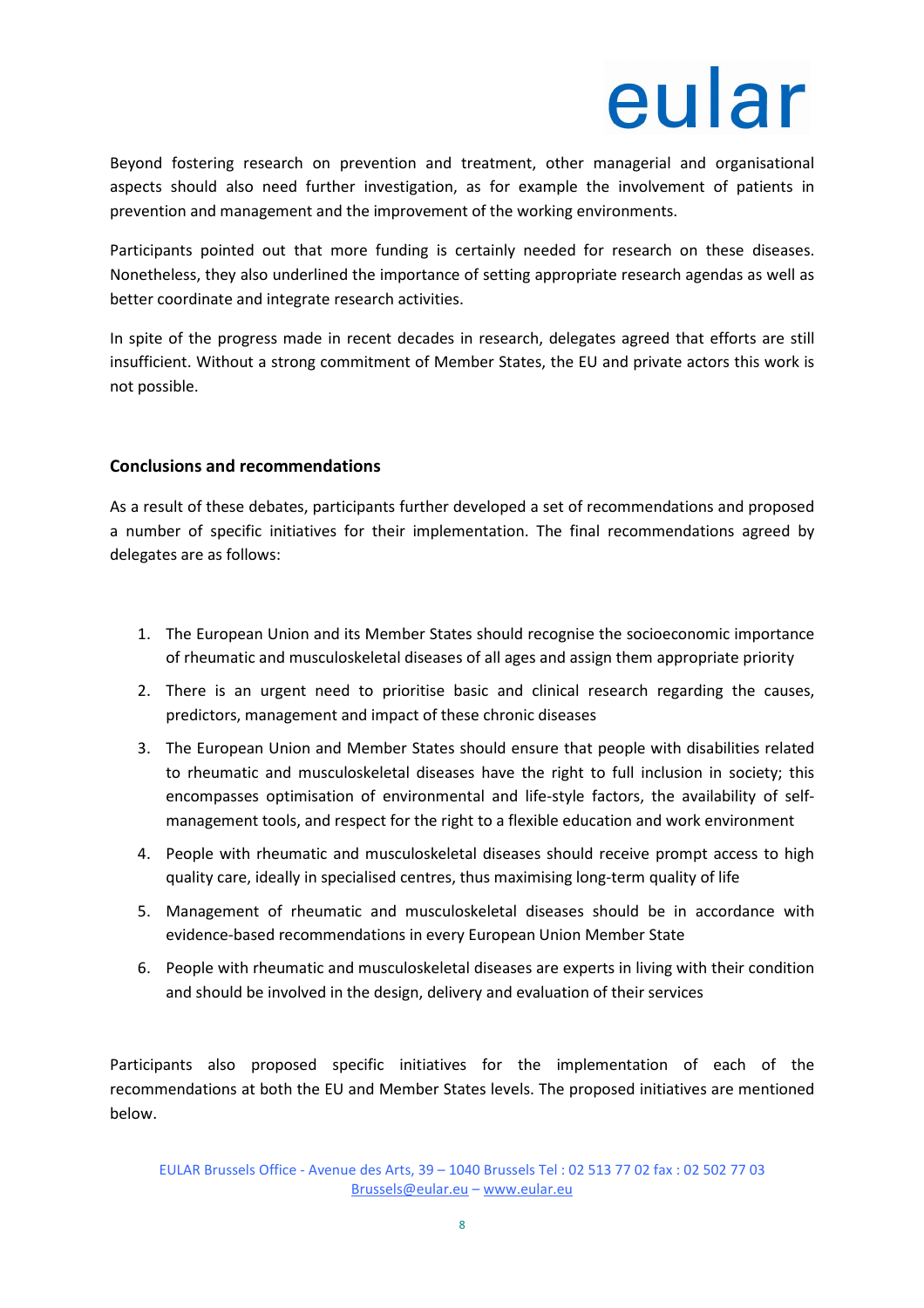Beyond fostering research on prevention and treatment, other managerial and organisational aspects should also need further investigation, as for example the involvement of patients in prevention and management and the improvement of the working environments.

Participants pointed out that more funding is certainly needed for research on these diseases. Nonetheless, they also underlined the importance of setting appropriate research agendas as well as better coordinate and integrate research activities.

In spite of the progress made in recent decades in research, delegates agreed that efforts are still insufficient. Without a strong commitment of Member States, the EU and private actors this work is not possible.

## Conclusions and recommendations

As a result of these debates, participants further developed a set of recommendations and proposed a number of specific initiatives for their implementation. The final recommendations agreed by delegates are as follows:

1. The European Union and its Member States should recognise the socioeconomic importance of rheumatic and musculoskeletal diseases of all ages and assign them appropriate priority
2. There is an urgent need to prioritise basic and clinical research regarding the causes, predictors, management and impact of these chronic diseases
3. The European Union and Member States should ensure that people with disabilities related to rheumatic and musculoskeletal diseases have the right to full inclusion in society; this encompasses optimisation of environmental and life-style factors, the availability of self-management tools, and respect for the right to a flexible education and work environment
4. People with rheumatic and musculoskeletal diseases should receive prompt access to high quality care, ideally in specialised centres, thus maximising long-term quality of life
5. Management of rheumatic and musculoskeletal diseases should be in accordance with evidence-based recommendations in every European Union Member State
6. People with rheumatic and musculoskeletal diseases are experts in living with their condition and should be involved in the design, delivery and evaluation of their services

Participants also proposed specific initiatives for the implementation of each of the recommendations at both the EU and Member States levels. The proposed initiatives are mentioned below.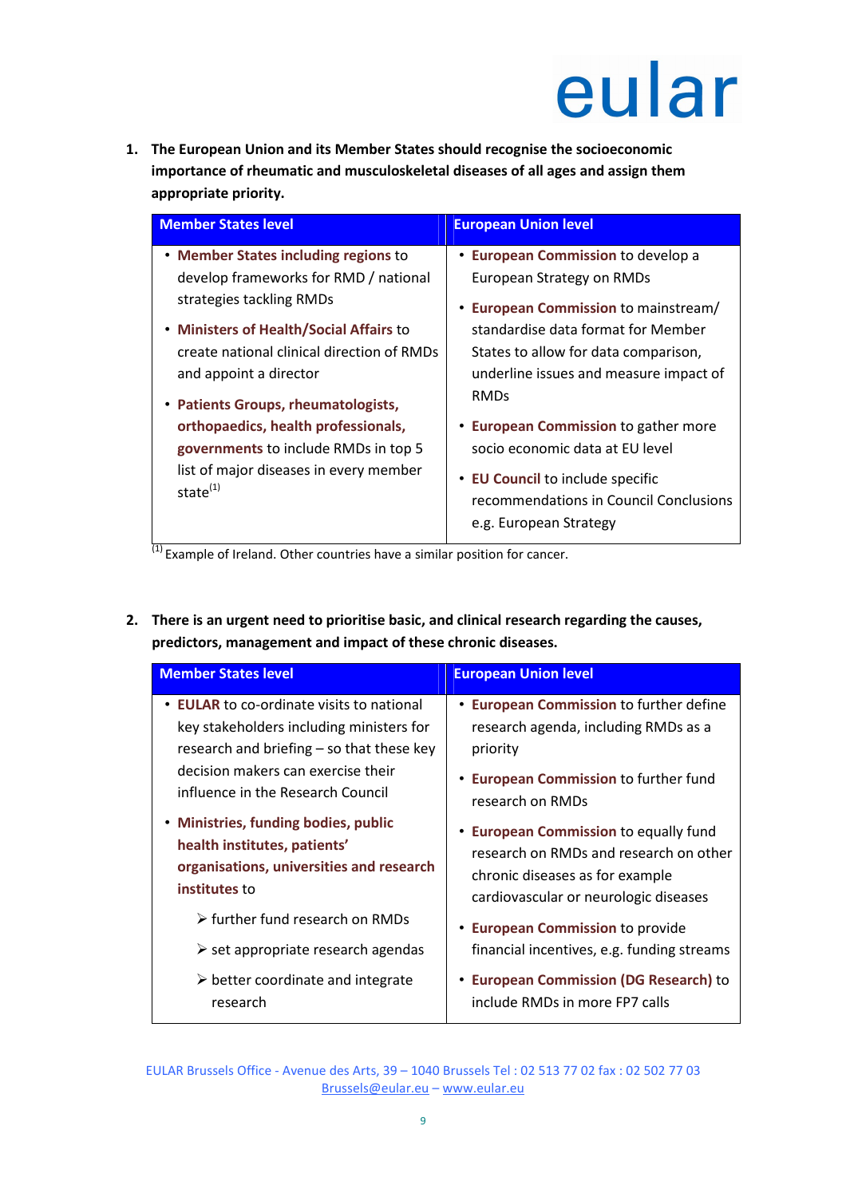1. **The European Union and its Member States should recognise the socioeconomic importance of rheumatic and musculoskeletal diseases of all ages and assign them appropriate priority.**

| Member States level | European Union level |
|---|---|
| • **Member States including regions** to develop frameworks for RMD / national strategies tackling RMDs<br>• **Ministers of Health/Social Affairs** to create national clinical direction of RMDs and appoint a director<br>• **Patients Groups, rheumatologists, orthopaedics, health professionals, governments** to include RMDs in top 5 list of major diseases in every member state[(1)] | • **European Commission** to develop a European Strategy on RMDs<br>• **European Commission** to mainstream/ standardise data format for Member States to allow for data comparison, underline issues and measure impact of RMDs<br>• **European Commission** to gather more socio economic data at EU level<br>• **EU Council** to include specific recommendations in Council Conclusions e.g. European Strategy |

[(1)] Example of Ireland. Other countries have a similar position for cancer.

2. **There is an urgent need to prioritise basic, and clinical research regarding the causes, predictors, management and impact of these chronic diseases.**

| Member States level | European Union level |
|---|---|
| • **EULAR** to co-ordinate visits to national key stakeholders including ministers for research and briefing – so that these key decision makers can exercise their influence in the Research Council<br>• **Ministries, funding bodies, public health institutes, patients' organisations, universities and research institutes** to<br>➢ further fund research on RMDs<br>➢ set appropriate research agendas<br>➢ better coordinate and integrate research | • **European Commission** to further define research agenda, including RMDs as a priority<br>• **European Commission** to further fund research on RMDs<br>• **European Commission** to equally fund research on RMDs and research on other chronic diseases as for example cardiovascular or neurologic diseases<br>• **European Commission** to provide financial incentives, e.g. funding streams<br>• **European Commission (DG Research)** to include RMDs in more FP7 calls |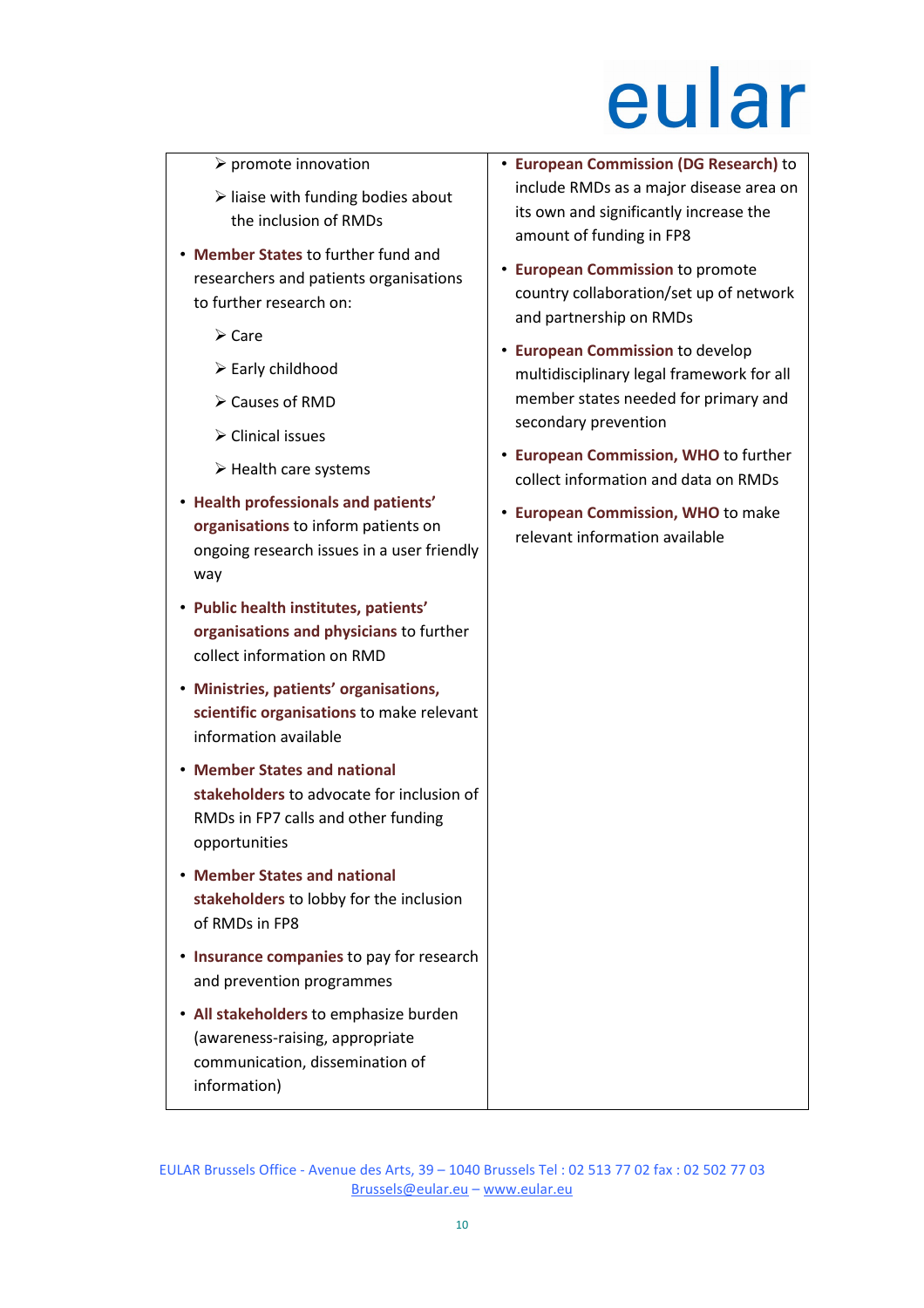- promote innovation
- liaise with funding bodies about the inclusion of RMDs

- **Member States** to further fund and researchers and patients organisations to further research on:
  - Care
  - Early childhood
  - Causes of RMD
  - Clinical issues
  - Health care systems
- **Health professionals and patients' organisations** to inform patients on ongoing research issues in a user friendly way
- **Public health institutes, patients' organisations and physicians** to further collect information on RMD
- **Ministries, patients' organisations, scientific organisations** to make relevant information available
- **Member States and national stakeholders** to advocate for inclusion of RMDs in FP7 calls and other funding opportunities
- **Member States and national stakeholders** to lobby for the inclusion of RMDs in FP8
- **Insurance companies** to pay for research and prevention programmes
- **All stakeholders** to emphasize burden (awareness-raising, appropriate communication, dissemination of information)
- **European Commission (DG Research)** to include RMDs as a major disease area on its own and significantly increase the amount of funding in FP8
- **European Commission** to promote country collaboration/set up of network and partnership on RMDs
- **European Commission** to develop multidisciplinary legal framework for all member states needed for primary and secondary prevention
- **European Commission, WHO** to further collect information and data on RMDs
- **European Commission, WHO** to make relevant information available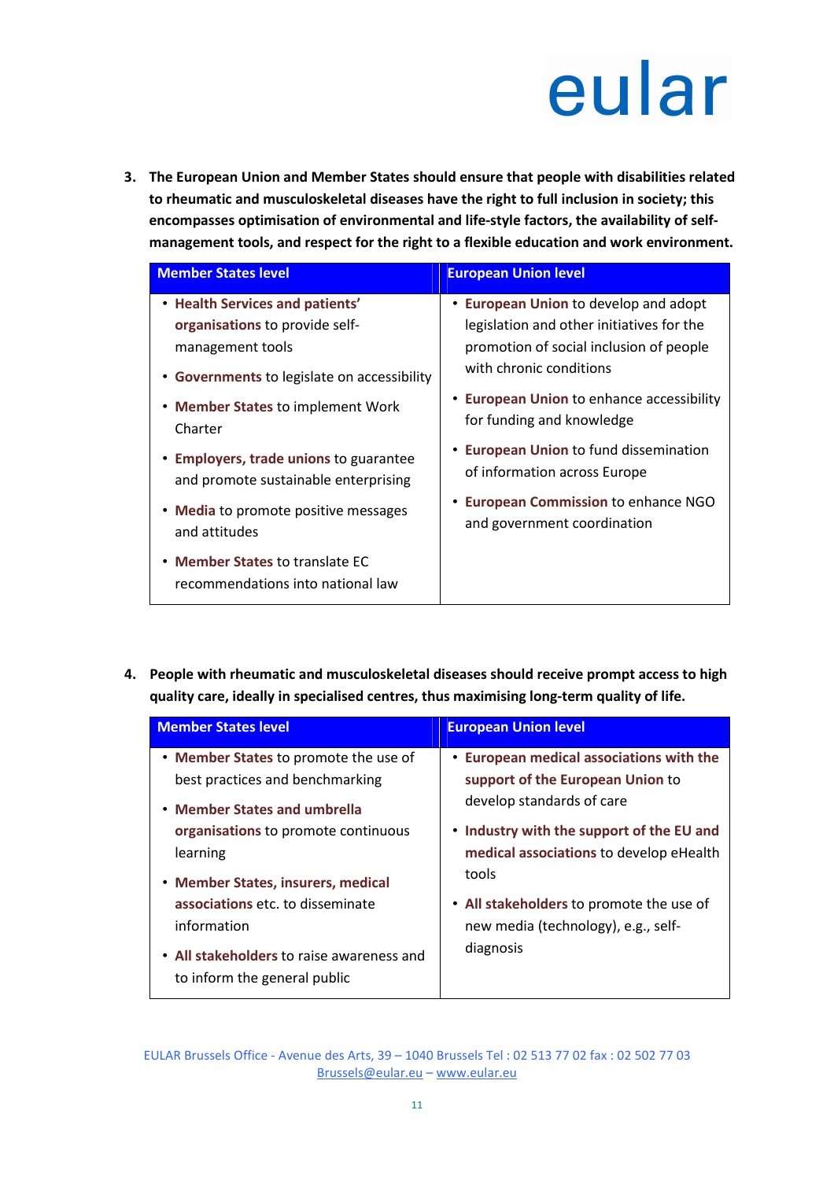3. **The European Union and Member States should ensure that people with disabilities related to rheumatic and musculoskeletal diseases have the right to full inclusion in society; this encompasses optimisation of environmental and life-style factors, the availability of self-management tools, and respect for the right to a flexible education and work environment.**

| Member States level | European Union level |
|---|---|
| • **Health Services and patients' organisations** to provide self-management tools<br>• **Governments** to legislate on accessibility<br>• **Member States** to implement Work Charter<br>• **Employers, trade unions** to guarantee and promote sustainable enterprising<br>• **Media** to promote positive messages and attitudes<br>• **Member States** to translate EC recommendations into national law | • **European Union** to develop and adopt legislation and other initiatives for the promotion of social inclusion of people with chronic conditions<br>• **European Union** to enhance accessibility for funding and knowledge<br>• **European Union** to fund dissemination of information across Europe<br>• **European Commission** to enhance NGO and government coordination |

4. **People with rheumatic and musculoskeletal diseases should receive prompt access to high quality care, ideally in specialised centres, thus maximising long-term quality of life.**

| Member States level | European Union level |
|---|---|
| • **Member States** to promote the use of best practices and benchmarking<br>• **Member States and umbrella organisations** to promote continuous learning<br>• **Member States, insurers, medical associations** etc. to disseminate information<br>• **All stakeholders** to raise awareness and to inform the general public | • **European medical associations with the support of the European Union** to develop standards of care<br>• **Industry with the support of the EU and medical associations** to develop eHealth tools<br>• **All stakeholders** to promote the use of new media (technology), e.g., self-diagnosis |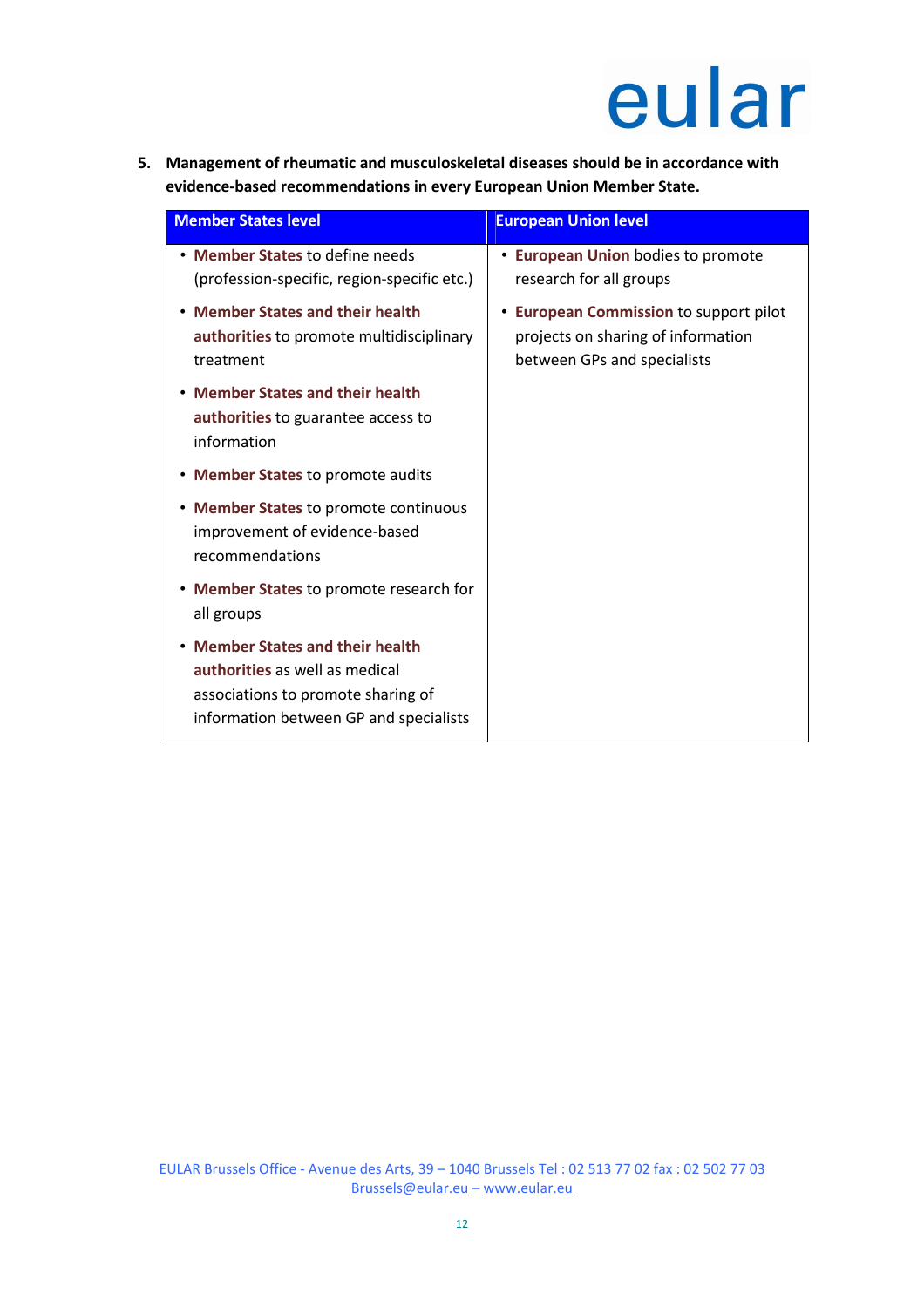5. **Management of rheumatic and musculoskeletal diseases should be in accordance with evidence-based recommendations in every European Union Member State.**

| Member States level | European Union level |
|---|---|
| • **Member States** to define needs (profession-specific, region-specific etc.)<br>• **Member States and their health authorities** to promote multidisciplinary treatment<br>• **Member States and their health authorities** to guarantee access to information<br>• **Member States** to promote audits<br>• **Member States** to promote continuous improvement of evidence-based recommendations<br>• **Member States** to promote research for all groups<br>• **Member States and their health authorities** as well as medical associations to promote sharing of information between GP and specialists | • **European Union** bodies to promote research for all groups<br>• **European Commission** to support pilot projects on sharing of information between GPs and specialists |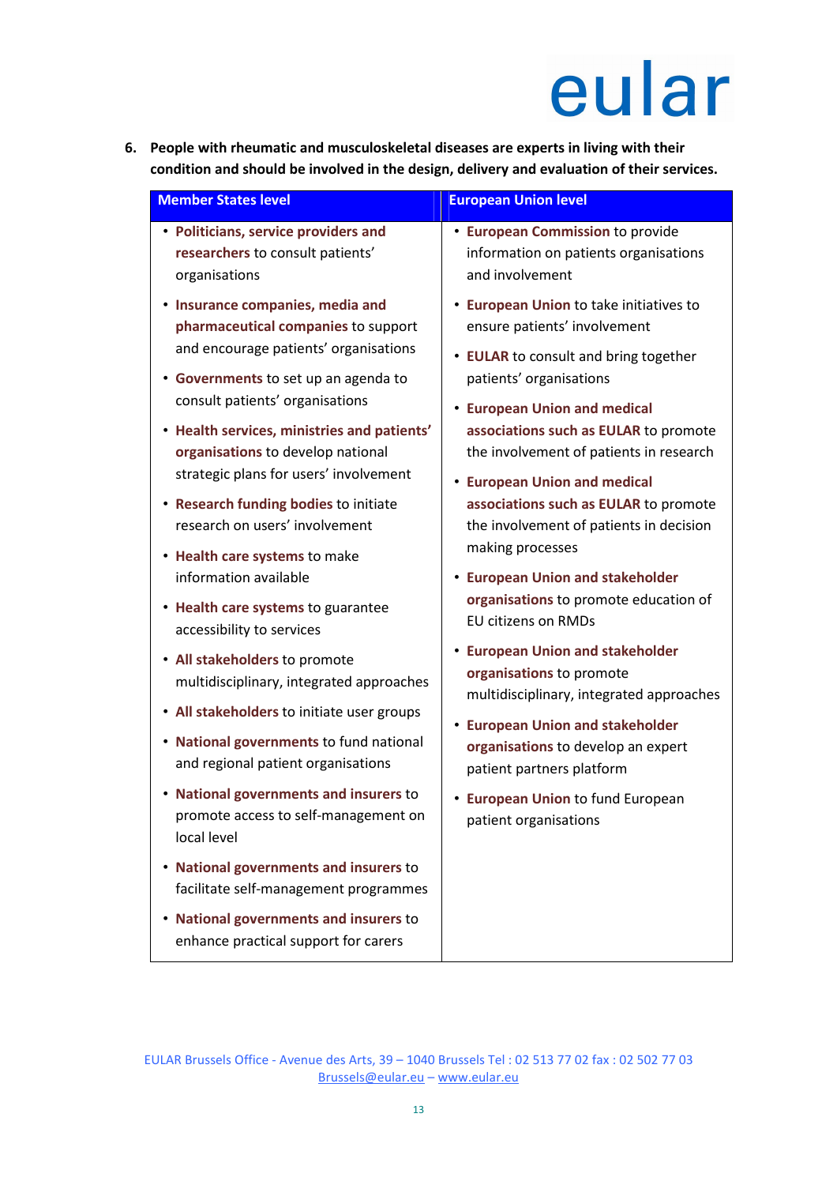6. **People with rheumatic and musculoskeletal diseases are experts in living with their condition and should be involved in the design, delivery and evaluation of their services.**

| Member States level | European Union level |
|---|---|
| • **Politicians, service providers and researchers** to consult patients' organisations<br>• **Insurance companies, media and pharmaceutical companies** to support and encourage patients' organisations<br>• **Governments** to set up an agenda to consult patients' organisations<br>• **Health services, ministries and patients' organisations** to develop national strategic plans for users' involvement<br>• **Research funding bodies** to initiate research on users' involvement<br>• **Health care systems** to make information available<br>• **Health care systems** to guarantee accessibility to services<br>• **All stakeholders** to promote multidisciplinary, integrated approaches<br>• **All stakeholders** to initiate user groups<br>• **National governments** to fund national and regional patient organisations<br>• **National governments and insurers** to promote access to self-management on local level<br>• **National governments and insurers** to facilitate self-management programmes<br>• **National governments and insurers** to enhance practical support for carers | • **European Commission** to provide information on patients organisations and involvement<br>• **European Union** to take initiatives to ensure patients' involvement<br>• **EULAR** to consult and bring together patients' organisations<br>• **European Union and medical associations such as EULAR** to promote the involvement of patients in research<br>• **European Union and medical associations such as EULAR** to promote the involvement of patients in decision making processes<br>• **European Union and stakeholder organisations** to promote education of EU citizens on RMDs<br>• **European Union and stakeholder organisations** to promote multidisciplinary, integrated approaches<br>• **European Union and stakeholder organisations** to develop an expert patient partners platform<br>• **European Union** to fund European patient organisations |

EULAR Brussels Office - Avenue des Arts, 39 – 1040 Brussels Tel : 02 513 77 02 fax : 02 502 77 03
Brussels@eular.eu – www.eular.eu